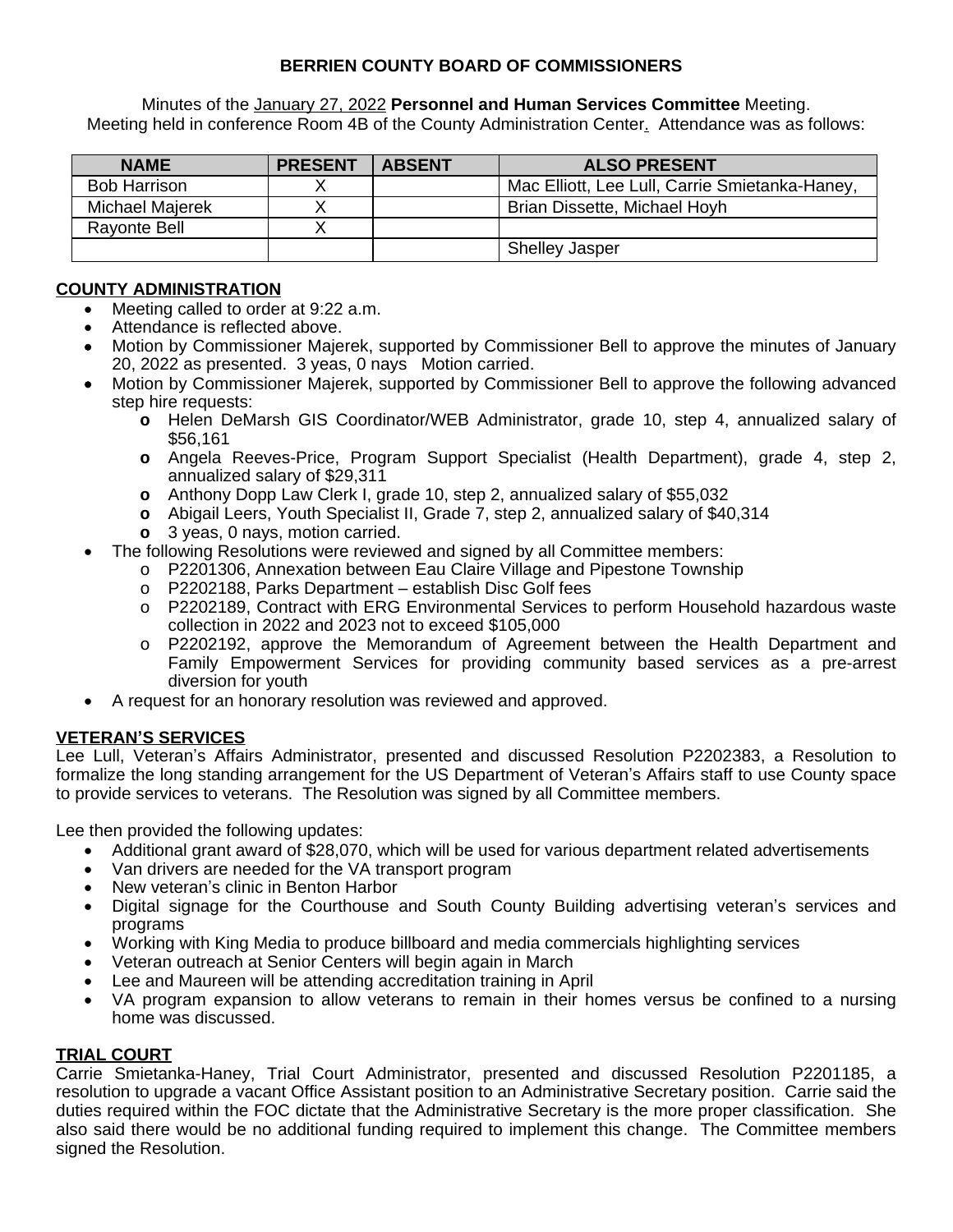**BERRIEN COUNTY BOARD OF COMMISSIONERS**

Minutes of the January 27, 2022 **Personnel and Human Services Committee** Meeting.
Meeting held in conference Room 4B of the County Administration Center. Attendance was as follows:

| NAME | PRESENT | ABSENT | ALSO PRESENT |
|---|---|---|---|
| Bob Harrison | X | | Mac Elliott, Lee Lull, Carrie Smietanka-Haney, |
| Michael Majerek | X | | Brian Dissette, Michael Hoyh |
| Rayonte Bell | X | | |
| | | | Shelley Jasper |

## COUNTY ADMINISTRATION

- Meeting called to order at 9:22 a.m.
- Attendance is reflected above.
- Motion by Commissioner Majerek, supported by Commissioner Bell to approve the minutes of January 20, 2022 as presented. 3 yeas, 0 nays Motion carried.
- Motion by Commissioner Majerek, supported by Commissioner Bell to approve the following advanced step hire requests:
  - Helen DeMarsh GIS Coordinator/WEB Administrator, grade 10, step 4, annualized salary of $56,161
  - Angela Reeves-Price, Program Support Specialist (Health Department), grade 4, step 2, annualized salary of $29,311
  - Anthony Dopp Law Clerk I, grade 10, step 2, annualized salary of $55,032
  - Abigail Leers, Youth Specialist II, Grade 7, step 2, annualized salary of $40,314
  - 3 yeas, 0 nays, motion carried.
- The following Resolutions were reviewed and signed by all Committee members:
  - P2201306, Annexation between Eau Claire Village and Pipestone Township
  - P2202188, Parks Department – establish Disc Golf fees
  - P2202189, Contract with ERG Environmental Services to perform Household hazardous waste collection in 2022 and 2023 not to exceed $105,000
  - P2202192, approve the Memorandum of Agreement between the Health Department and Family Empowerment Services for providing community based services as a pre-arrest diversion for youth
- A request for an honorary resolution was reviewed and approved.

## VETERAN'S SERVICES

Lee Lull, Veteran's Affairs Administrator, presented and discussed Resolution P2202383, a Resolution to formalize the long standing arrangement for the US Department of Veteran's Affairs staff to use County space to provide services to veterans. The Resolution was signed by all Committee members.

Lee then provided the following updates:

- Additional grant award of $28,070, which will be used for various department related advertisements
- Van drivers are needed for the VA transport program
- New veteran's clinic in Benton Harbor
- Digital signage for the Courthouse and South County Building advertising veteran's services and programs
- Working with King Media to produce billboard and media commercials highlighting services
- Veteran outreach at Senior Centers will begin again in March
- Lee and Maureen will be attending accreditation training in April
- VA program expansion to allow veterans to remain in their homes versus be confined to a nursing home was discussed.

## TRIAL COURT

Carrie Smietanka-Haney, Trial Court Administrator, presented and discussed Resolution P2201185, a resolution to upgrade a vacant Office Assistant position to an Administrative Secretary position. Carrie said the duties required within the FOC dictate that the Administrative Secretary is the more proper classification. She also said there would be no additional funding required to implement this change. The Committee members signed the Resolution.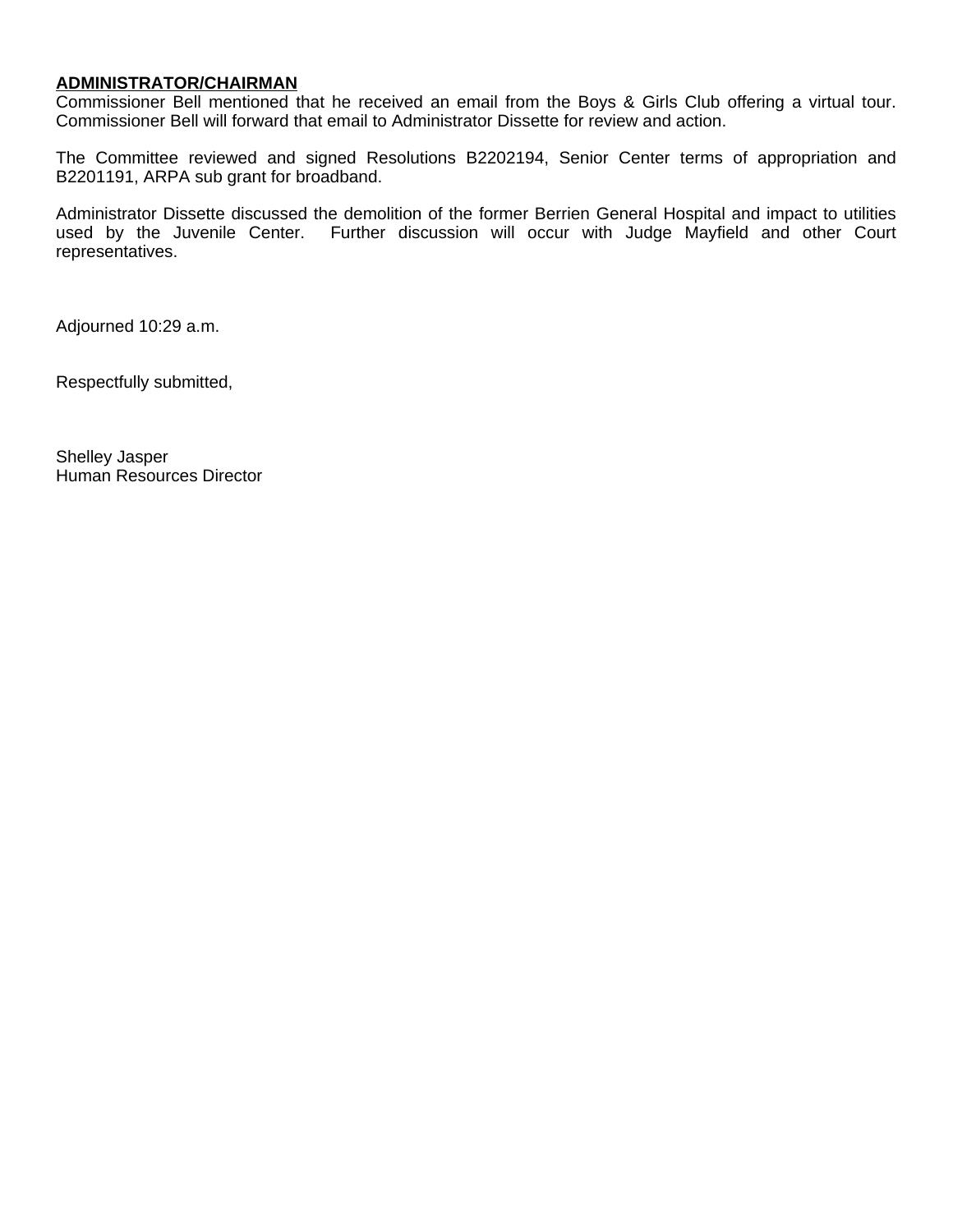**ADMINISTRATOR/CHAIRMAN**

Commissioner Bell mentioned that he received an email from the Boys & Girls Club offering a virtual tour. Commissioner Bell will forward that email to Administrator Dissette for review and action.

The Committee reviewed and signed Resolutions B2202194, Senior Center terms of appropriation and B2201191, ARPA sub grant for broadband.

Administrator Dissette discussed the demolition of the former Berrien General Hospital and impact to utilities used by the Juvenile Center. Further discussion will occur with Judge Mayfield and other Court representatives.

Adjourned 10:29 a.m.

Respectfully submitted,

Shelley Jasper
Human Resources Director